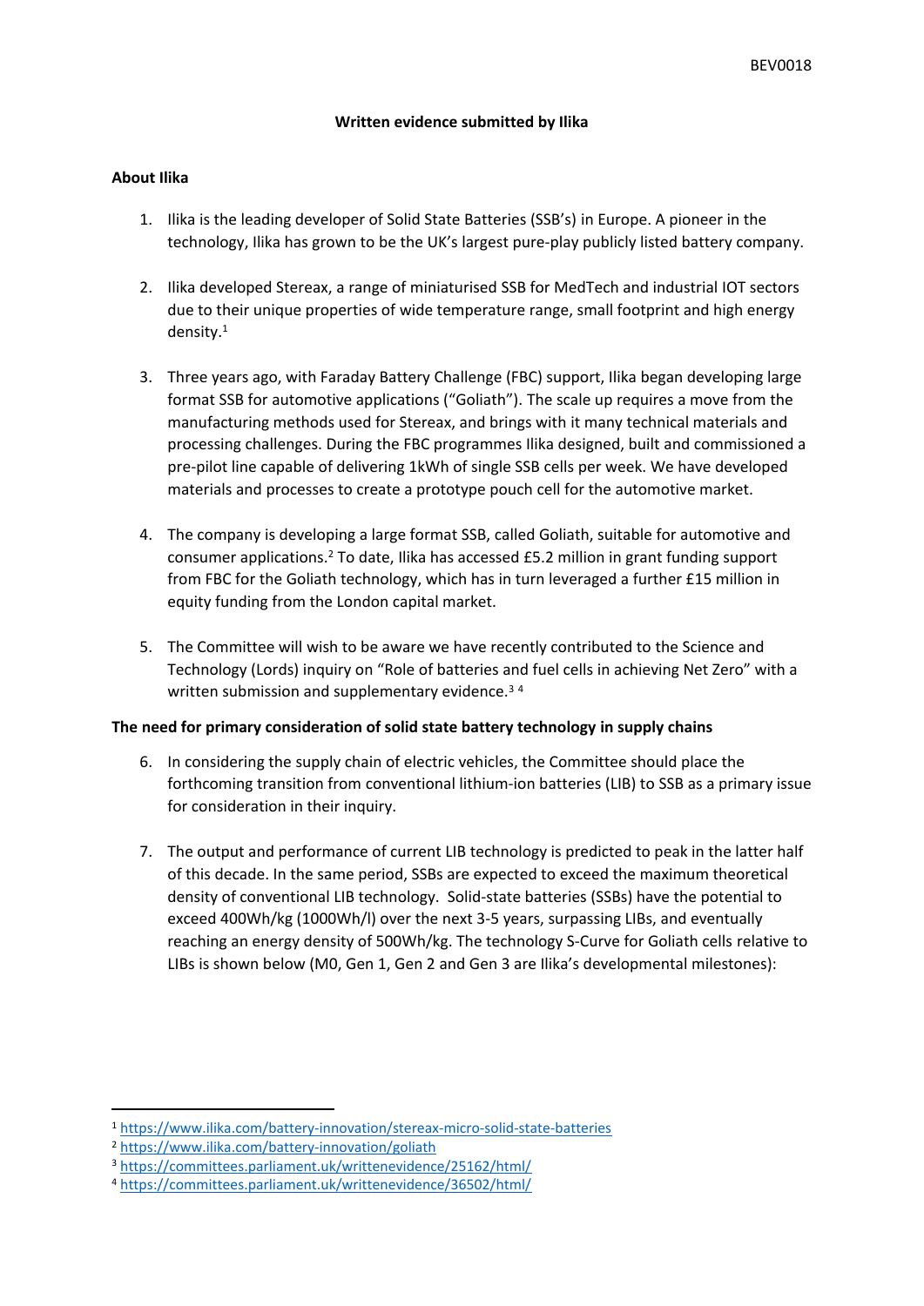**Written evidence submitted by Ilika**

**About Ilika**

1. Ilika is the leading developer of Solid State Batteries (SSB's) in Europe. A pioneer in the technology, Ilika has grown to be the UK's largest pure-play publicly listed battery company.

2. Ilika developed Stereax, a range of miniaturised SSB for MedTech and industrial IOT sectors due to their unique properties of wide temperature range, small footprint and high energy density.[1]

3. Three years ago, with Faraday Battery Challenge (FBC) support, Ilika began developing large format SSB for automotive applications ("Goliath"). The scale up requires a move from the manufacturing methods used for Stereax, and brings with it many technical materials and processing challenges. During the FBC programmes Ilika designed, built and commissioned a pre-pilot line capable of delivering 1kWh of single SSB cells per week. We have developed materials and processes to create a prototype pouch cell for the automotive market.

4. The company is developing a large format SSB, called Goliath, suitable for automotive and consumer applications.[2] To date, Ilika has accessed £5.2 million in grant funding support from FBC for the Goliath technology, which has in turn leveraged a further £15 million in equity funding from the London capital market.

5. The Committee will wish to be aware we have recently contributed to the Science and Technology (Lords) inquiry on "Role of batteries and fuel cells in achieving Net Zero" with a written submission and supplementary evidence.[3] [4]

**The need for primary consideration of solid state battery technology in supply chains**

6. In considering the supply chain of electric vehicles, the Committee should place the forthcoming transition from conventional lithium-ion batteries (LIB) to SSB as a primary issue for consideration in their inquiry.

7. The output and performance of current LIB technology is predicted to peak in the latter half of this decade. In the same period, SSBs are expected to exceed the maximum theoretical density of conventional LIB technology. Solid-state batteries (SSBs) have the potential to exceed 400Wh/kg (1000Wh/l) over the next 3-5 years, surpassing LIBs, and eventually reaching an energy density of 500Wh/kg. The technology S-Curve for Goliath cells relative to LIBs is shown below (M0, Gen 1, Gen 2 and Gen 3 are Ilika's developmental milestones):

---

[1] https://www.ilika.com/battery-innovation/stereax-micro-solid-state-batteries

[2] https://www.ilika.com/battery-innovation/goliath

[3] https://committees.parliament.uk/writtenevidence/25162/html/

[4] https://committees.parliament.uk/writtenevidence/36502/html/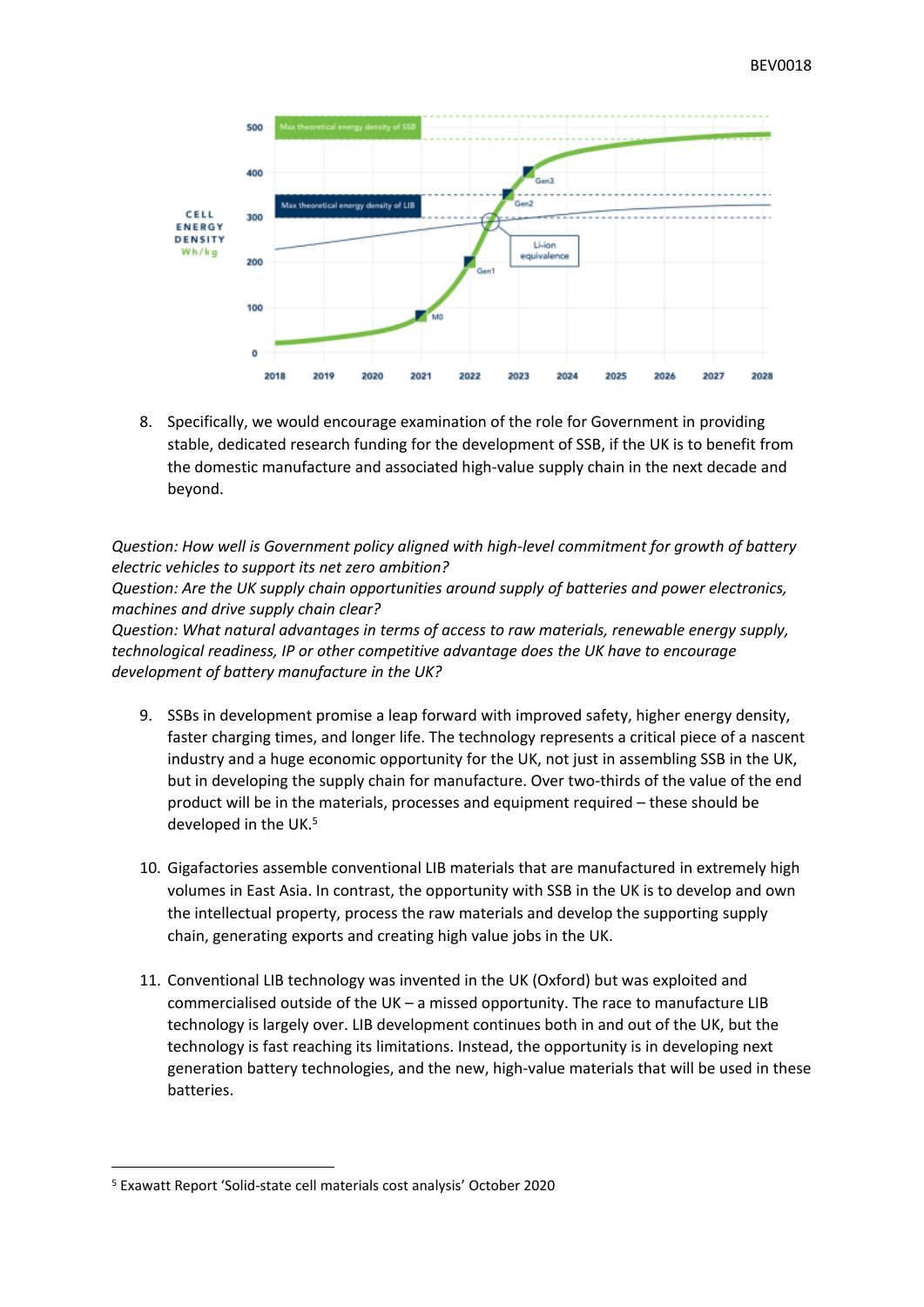8. Specifically, we would encourage examination of the role for Government in providing stable, dedicated research funding for the development of SSB, if the UK is to benefit from the domestic manufacture and associated high-value supply chain in the next decade and beyond.

*Question: How well is Government policy aligned with high-level commitment for growth of battery electric vehicles to support its net zero ambition?*
*Question: Are the UK supply chain opportunities around supply of batteries and power electronics, machines and drive supply chain clear?*
*Question: What natural advantages in terms of access to raw materials, renewable energy supply, technological readiness, IP or other competitive advantage does the UK have to encourage development of battery manufacture in the UK?*

9. SSBs in development promise a leap forward with improved safety, higher energy density, faster charging times, and longer life. The technology represents a critical piece of a nascent industry and a huge economic opportunity for the UK, not just in assembling SSB in the UK, but in developing the supply chain for manufacture. Over two-thirds of the value of the end product will be in the materials, processes and equipment required – these should be developed in the UK.[5]

10. Gigafactories assemble conventional LIB materials that are manufactured in extremely high volumes in East Asia. In contrast, the opportunity with SSB in the UK is to develop and own the intellectual property, process the raw materials and develop the supporting supply chain, generating exports and creating high value jobs in the UK.

11. Conventional LIB technology was invented in the UK (Oxford) but was exploited and commercialised outside of the UK – a missed opportunity. The race to manufacture LIB technology is largely over. LIB development continues both in and out of the UK, but the technology is fast reaching its limitations. Instead, the opportunity is in developing next generation battery technologies, and the new, high-value materials that will be used in these batteries.

---

[5] Exawatt Report 'Solid-state cell materials cost analysis' October 2020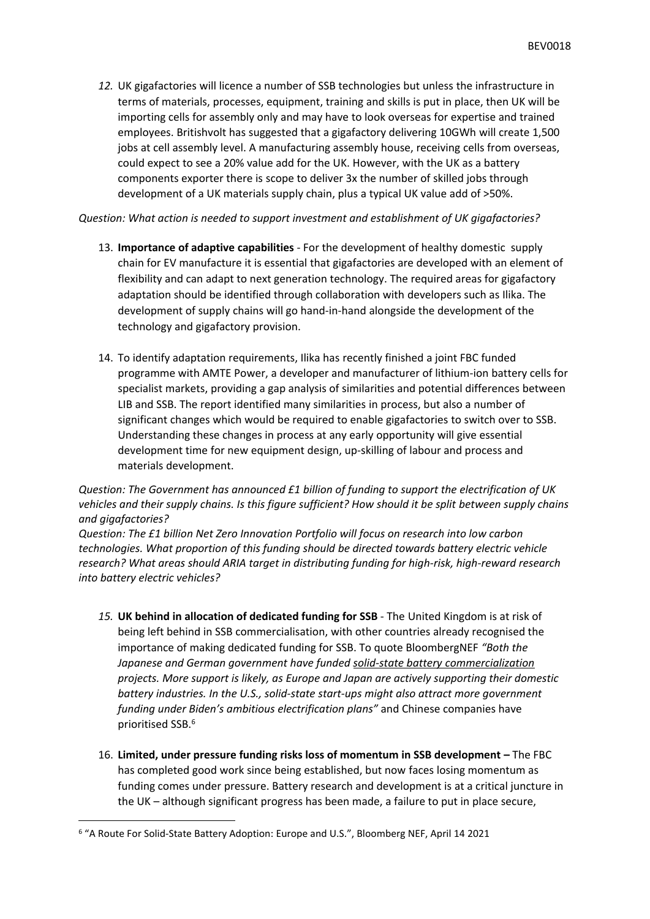*12.* UK gigafactories will licence a number of SSB technologies but unless the infrastructure in terms of materials, processes, equipment, training and skills is put in place, then UK will be importing cells for assembly only and may have to look overseas for expertise and trained employees. Britishvolt has suggested that a gigafactory delivering 10GWh will create 1,500 jobs at cell assembly level. A manufacturing assembly house, receiving cells from overseas, could expect to see a 20% value add for the UK. However, with the UK as a battery components exporter there is scope to deliver 3x the number of skilled jobs through development of a UK materials supply chain, plus a typical UK value add of >50%.

*Question: What action is needed to support investment and establishment of UK gigafactories?*

13. **Importance of adaptive capabilities** - For the development of healthy domestic supply chain for EV manufacture it is essential that gigafactories are developed with an element of flexibility and can adapt to next generation technology. The required areas for gigafactory adaptation should be identified through collaboration with developers such as Ilika. The development of supply chains will go hand-in-hand alongside the development of the technology and gigafactory provision.

14. To identify adaptation requirements, Ilika has recently finished a joint FBC funded programme with AMTE Power, a developer and manufacturer of lithium-ion battery cells for specialist markets, providing a gap analysis of similarities and potential differences between LIB and SSB. The report identified many similarities in process, but also a number of significant changes which would be required to enable gigafactories to switch over to SSB. Understanding these changes in process at any early opportunity will give essential development time for new equipment design, up-skilling of labour and process and materials development.

*Question: The Government has announced £1 billion of funding to support the electrification of UK vehicles and their supply chains. Is this figure sufficient? How should it be split between supply chains and gigafactories?*

*Question: The £1 billion Net Zero Innovation Portfolio will focus on research into low carbon technologies. What proportion of this funding should be directed towards battery electric vehicle research? What areas should ARIA target in distributing funding for high-risk, high-reward research into battery electric vehicles?*

*15.* **UK behind in allocation of dedicated funding for SSB** - The United Kingdom is at risk of being left behind in SSB commercialisation, with other countries already recognised the importance of making dedicated funding for SSB. To quote BloombergNEF *"Both the Japanese and German government have funded solid-state battery commercialization projects. More support is likely, as Europe and Japan are actively supporting their domestic battery industries. In the U.S., solid-state start-ups might also attract more government funding under Biden's ambitious electrification plans"* and Chinese companies have prioritised SSB.[6]

16. **Limited, under pressure funding risks loss of momentum in SSB development –** The FBC has completed good work since being established, but now faces losing momentum as funding comes under pressure. Battery research and development is at a critical juncture in the UK – although significant progress has been made, a failure to put in place secure,

[6] "A Route For Solid-State Battery Adoption: Europe and U.S.", Bloomberg NEF, April 14 2021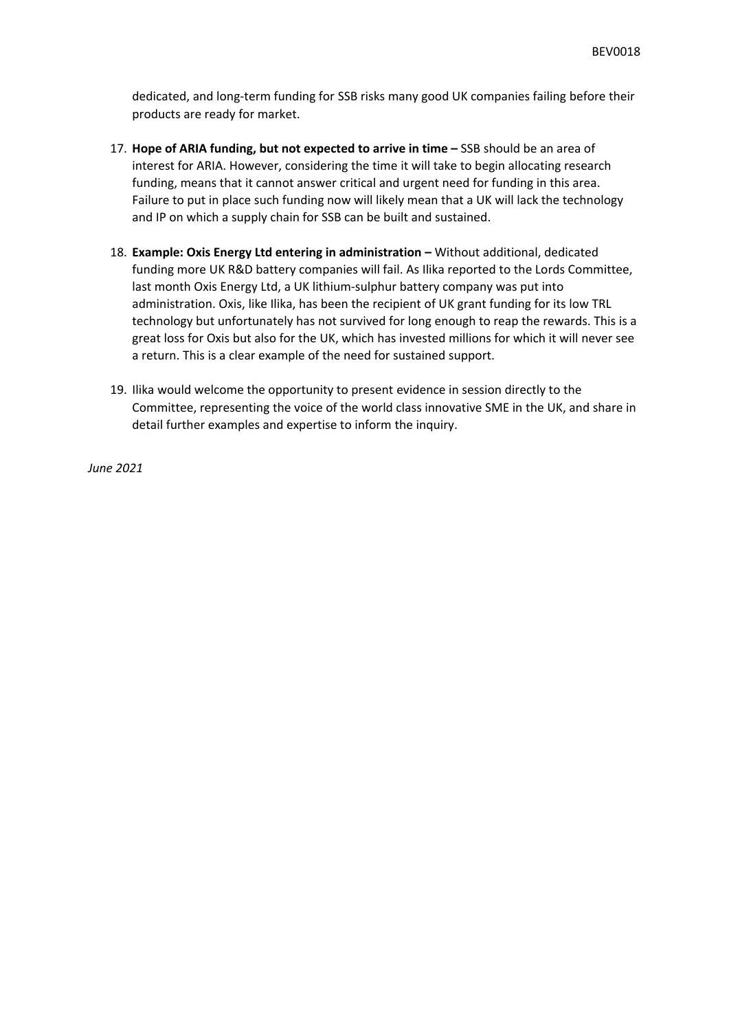dedicated, and long-term funding for SSB risks many good UK companies failing before their products are ready for market.

17. **Hope of ARIA funding, but not expected to arrive in time –** SSB should be an area of interest for ARIA. However, considering the time it will take to begin allocating research funding, means that it cannot answer critical and urgent need for funding in this area. Failure to put in place such funding now will likely mean that a UK will lack the technology and IP on which a supply chain for SSB can be built and sustained.

18. **Example: Oxis Energy Ltd entering in administration –** Without additional, dedicated funding more UK R&D battery companies will fail. As Ilika reported to the Lords Committee, last month Oxis Energy Ltd, a UK lithium-sulphur battery company was put into administration. Oxis, like Ilika, has been the recipient of UK grant funding for its low TRL technology but unfortunately has not survived for long enough to reap the rewards. This is a great loss for Oxis but also for the UK, which has invested millions for which it will never see a return. This is a clear example of the need for sustained support.

19. Ilika would welcome the opportunity to present evidence in session directly to the Committee, representing the voice of the world class innovative SME in the UK, and share in detail further examples and expertise to inform the inquiry.

*June 2021*